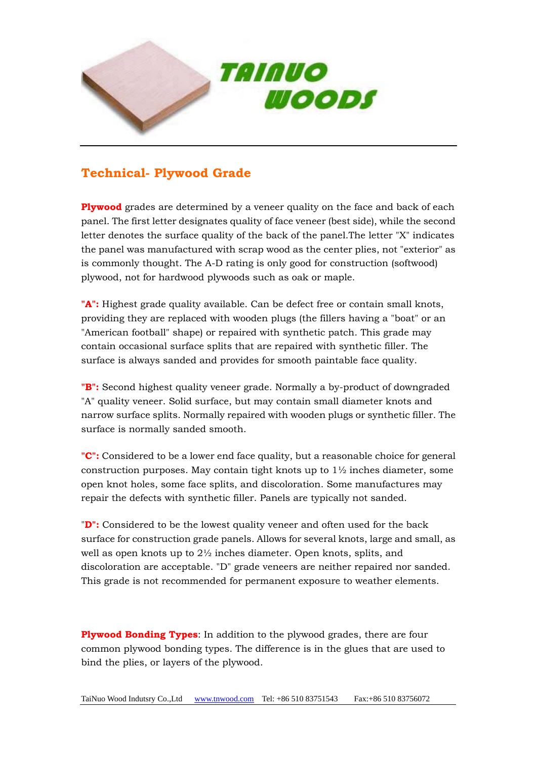# Technical- Plywood Grade

**Plywood** grades are determined by a veneer quality on the face and back of each panel. The first letter designates quality of face veneer (best side), while the second letter denotes the surface quality of the back of the panel.The letter "X" indicates the panel was manufactured with scrap wood as the center plies, not "exterior" as is commonly thought. The A-D rating is only good for construction (softwood) plywood, not for hardwood plywoods such as oak or maple.

**"A":** Highest grade quality available. Can be defect free or contain small knots, providing they are replaced with wooden plugs (the fillers having a "boat" or an "American football" shape) or repaired with synthetic patch. This grade may contain occasional surface splits that are repaired with synthetic filler. The surface is always sanded and provides for smooth paintable face quality.

**"B":** Second highest quality veneer grade. Normally a by-product of downgraded "A" quality veneer. Solid surface, but may contain small diameter knots and narrow surface splits. Normally repaired with wooden plugs or synthetic filler. The surface is normally sanded smooth.

**"C":** Considered to be a lower end face quality, but a reasonable choice for general construction purposes. May contain tight knots up to 1½ inches diameter, some open knot holes, some face splits, and discoloration. Some manufactures may repair the defects with synthetic filler. Panels are typically not sanded.

**"D":** Considered to be the lowest quality veneer and often used for the back surface for construction grade panels. Allows for several knots, large and small, as well as open knots up to 2½ inches diameter. Open knots, splits, and discoloration are acceptable. "D" grade veneers are neither repaired nor sanded. This grade is not recommended for permanent exposure to weather elements.

**Plywood Bonding Types**: In addition to the plywood grades, there are four common plywood bonding types. The difference is in the glues that are used to bind the plies, or layers of the plywood.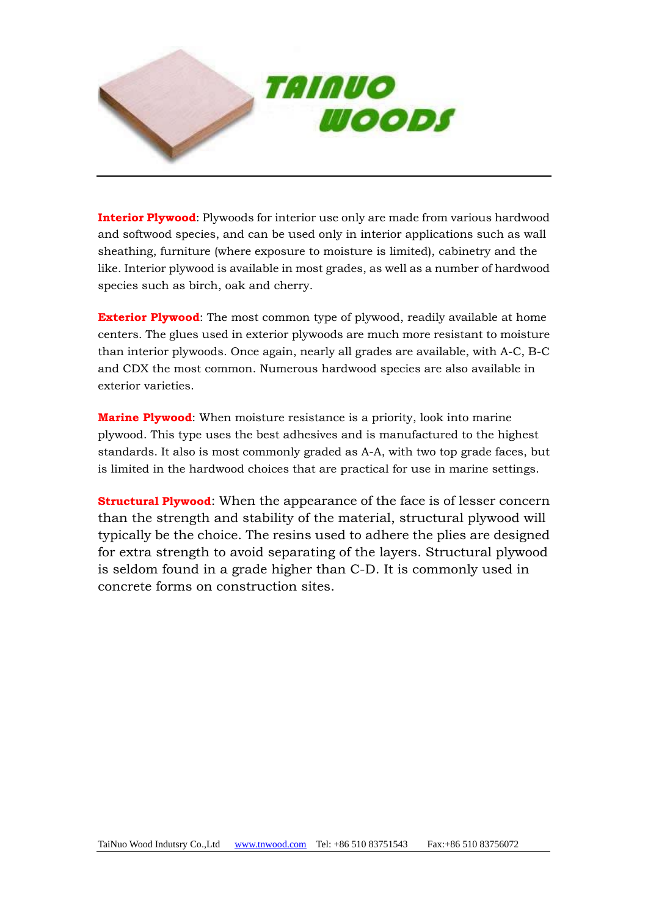**Interior Plywood**: Plywoods for interior use only are made from various hardwood and softwood species, and can be used only in interior applications such as wall sheathing, furniture (where exposure to moisture is limited), cabinetry and the like. Interior plywood is available in most grades, as well as a number of hardwood species such as birch, oak and cherry.

**Exterior Plywood**: The most common type of plywood, readily available at home centers. The glues used in exterior plywoods are much more resistant to moisture than interior plywoods. Once again, nearly all grades are available, with A-C, B-C and CDX the most common. Numerous hardwood species are also available in exterior varieties.

**Marine Plywood**: When moisture resistance is a priority, look into marine plywood. This type uses the best adhesives and is manufactured to the highest standards. It also is most commonly graded as A-A, with two top grade faces, but is limited in the hardwood choices that are practical for use in marine settings.

**Structural Plywood**: When the appearance of the face is of lesser concern than the strength and stability of the material, structural plywood will typically be the choice. The resins used to adhere the plies are designed for extra strength to avoid separating of the layers. Structural plywood is seldom found in a grade higher than C-D. It is commonly used in concrete forms on construction sites.